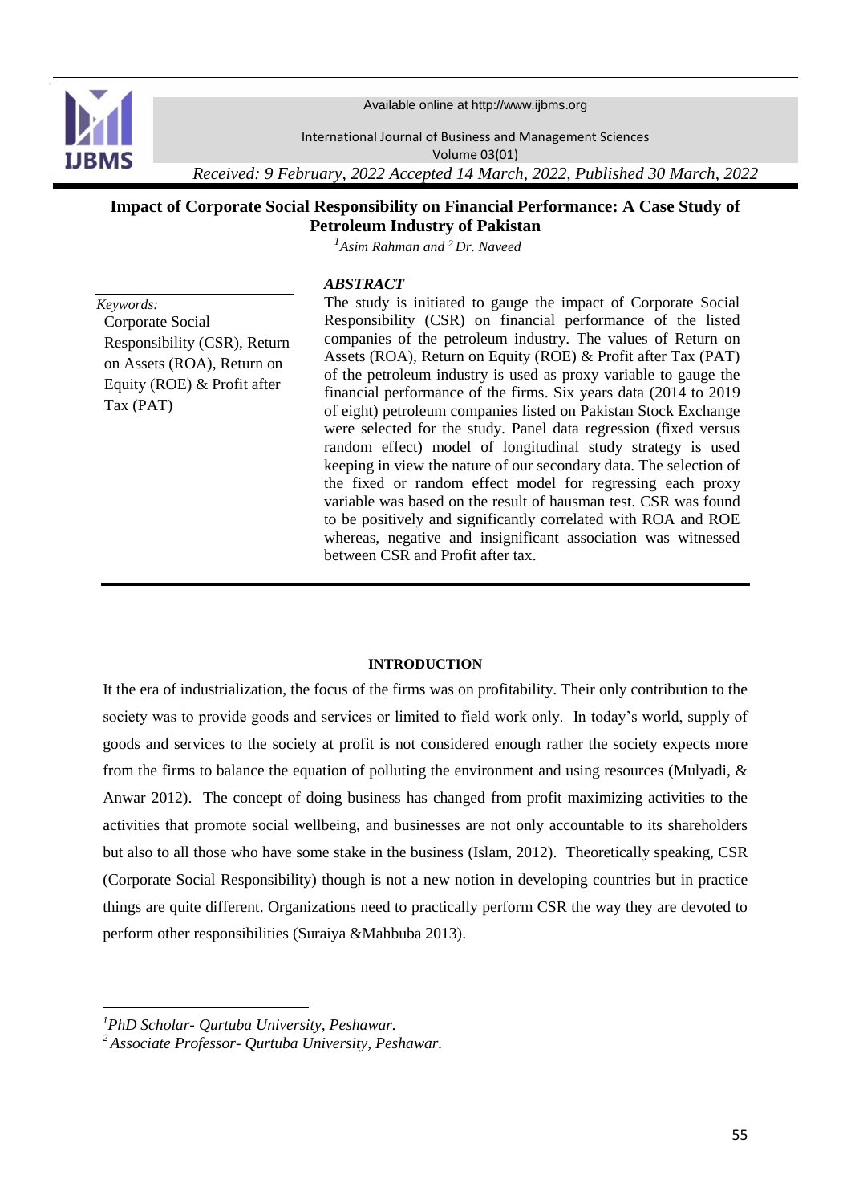Available online at http://www.ijbms.org

International Journal of Business and Management Sciences
Volume 03(01)

*Received: 9 February, 2022 Accepted 14 March, 2022, Published 30 March, 2022*

# Impact of Corporate Social Responsibility on Financial Performance: A Case Study of Petroleum Industry of Pakistan

*[1]Asim Rahman and [2] Dr. Naveed*

*Keywords:*
Corporate Social Responsibility (CSR), Return on Assets (ROA), Return on Equity (ROE) & Profit after Tax (PAT)

***ABSTRACT***

The study is initiated to gauge the impact of Corporate Social Responsibility (CSR) on financial performance of the listed companies of the petroleum industry. The values of Return on Assets (ROA), Return on Equity (ROE) & Profit after Tax (PAT) of the petroleum industry is used as proxy variable to gauge the financial performance of the firms. Six years data (2014 to 2019 of eight) petroleum companies listed on Pakistan Stock Exchange were selected for the study. Panel data regression (fixed versus random effect) model of longitudinal study strategy is used keeping in view the nature of our secondary data. The selection of the fixed or random effect model for regressing each proxy variable was based on the result of hausman test. CSR was found to be positively and significantly correlated with ROA and ROE whereas, negative and insignificant association was witnessed between CSR and Profit after tax.

## INTRODUCTION

It the era of industrialization, the focus of the firms was on profitability. Their only contribution to the society was to provide goods and services or limited to field work only. In today's world, supply of goods and services to the society at profit is not considered enough rather the society expects more from the firms to balance the equation of polluting the environment and using resources (Mulyadi, & Anwar 2012). The concept of doing business has changed from profit maximizing activities to the activities that promote social wellbeing, and businesses are not only accountable to its shareholders but also to all those who have some stake in the business (Islam, 2012). Theoretically speaking, CSR (Corporate Social Responsibility) though is not a new notion in developing countries but in practice things are quite different. Organizations need to practically perform CSR the way they are devoted to perform other responsibilities (Suraiya &Mahbuba 2013).

---

*[1]PhD Scholar- Qurtuba University, Peshawar.*
*[2] Associate Professor- Qurtuba University, Peshawar.*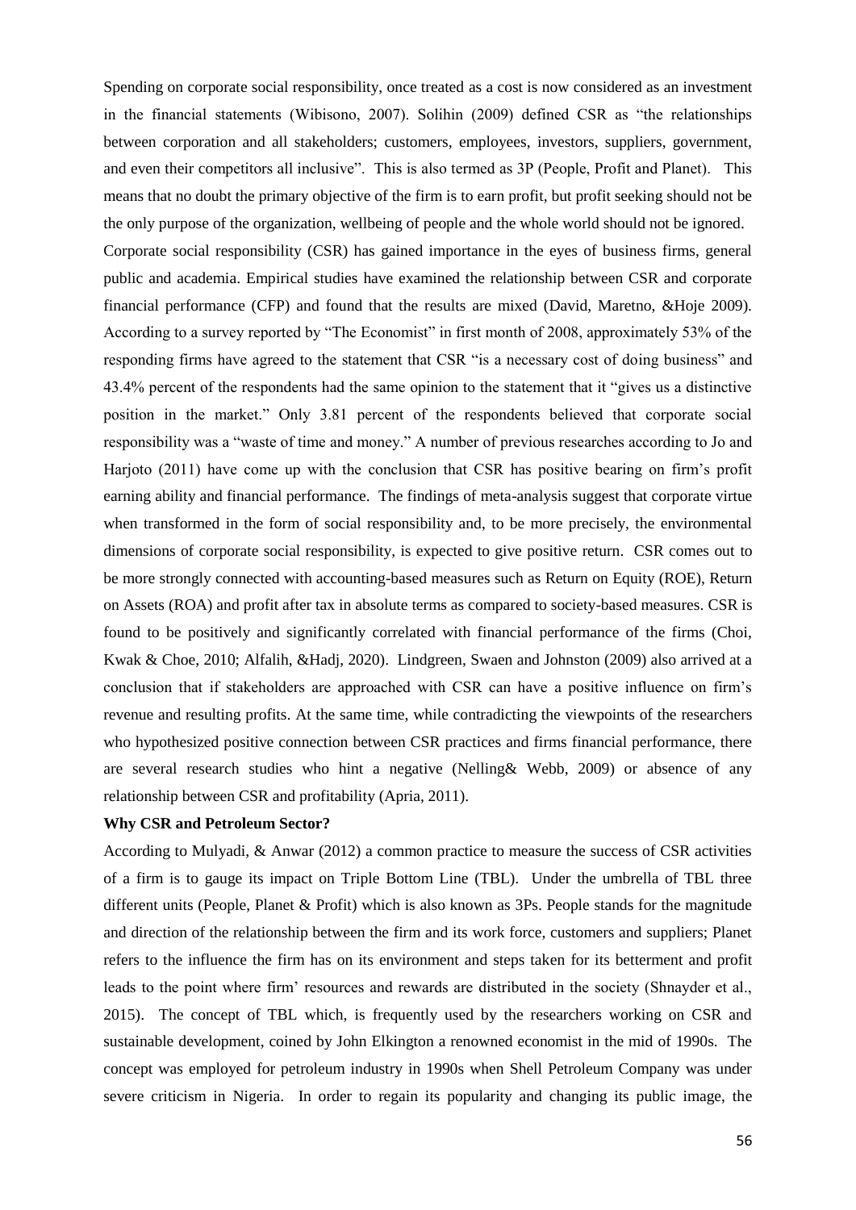Spending on corporate social responsibility, once treated as a cost is now considered as an investment in the financial statements (Wibisono, 2007). Solihin (2009) defined CSR as "the relationships between corporation and all stakeholders; customers, employees, investors, suppliers, government, and even their competitors all inclusive". This is also termed as 3P (People, Profit and Planet). This means that no doubt the primary objective of the firm is to earn profit, but profit seeking should not be the only purpose of the organization, wellbeing of people and the whole world should not be ignored.

Corporate social responsibility (CSR) has gained importance in the eyes of business firms, general public and academia. Empirical studies have examined the relationship between CSR and corporate financial performance (CFP) and found that the results are mixed (David, Maretno, &Hoje 2009). According to a survey reported by "The Economist" in first month of 2008, approximately 53% of the responding firms have agreed to the statement that CSR "is a necessary cost of doing business" and 43.4% percent of the respondents had the same opinion to the statement that it "gives us a distinctive position in the market." Only 3.81 percent of the respondents believed that corporate social responsibility was a "waste of time and money." A number of previous researches according to Jo and Harjoto (2011) have come up with the conclusion that CSR has positive bearing on firm's profit earning ability and financial performance. The findings of meta-analysis suggest that corporate virtue when transformed in the form of social responsibility and, to be more precisely, the environmental dimensions of corporate social responsibility, is expected to give positive return. CSR comes out to be more strongly connected with accounting-based measures such as Return on Equity (ROE), Return on Assets (ROA) and profit after tax in absolute terms as compared to society-based measures. CSR is found to be positively and significantly correlated with financial performance of the firms (Choi, Kwak & Choe, 2010; Alfalih, &Hadj, 2020). Lindgreen, Swaen and Johnston (2009) also arrived at a conclusion that if stakeholders are approached with CSR can have a positive influence on firm's revenue and resulting profits. At the same time, while contradicting the viewpoints of the researchers who hypothesized positive connection between CSR practices and firms financial performance, there are several research studies who hint a negative (Nelling& Webb, 2009) or absence of any relationship between CSR and profitability (Apria, 2011).

**Why CSR and Petroleum Sector?**

According to Mulyadi, & Anwar (2012) a common practice to measure the success of CSR activities of a firm is to gauge its impact on Triple Bottom Line (TBL). Under the umbrella of TBL three different units (People, Planet & Profit) which is also known as 3Ps. People stands for the magnitude and direction of the relationship between the firm and its work force, customers and suppliers; Planet refers to the influence the firm has on its environment and steps taken for its betterment and profit leads to the point where firm' resources and rewards are distributed in the society (Shnayder et al., 2015). The concept of TBL which, is frequently used by the researchers working on CSR and sustainable development, coined by John Elkington a renowned economist in the mid of 1990s. The concept was employed for petroleum industry in 1990s when Shell Petroleum Company was under severe criticism in Nigeria. In order to regain its popularity and changing its public image, the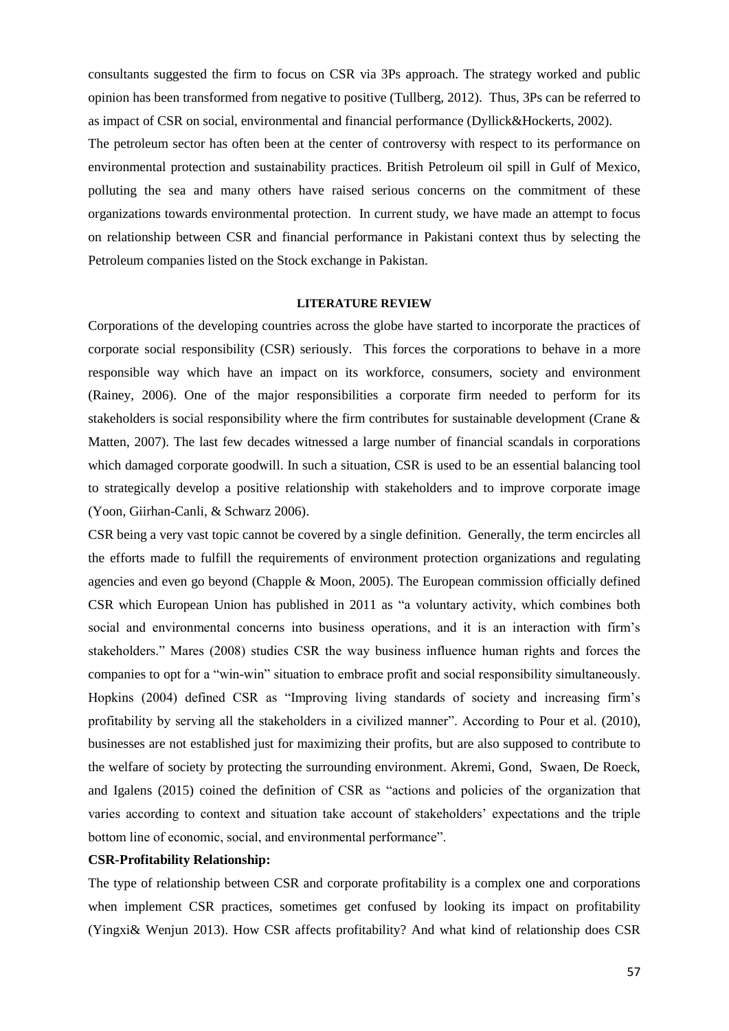consultants suggested the firm to focus on CSR via 3Ps approach. The strategy worked and public opinion has been transformed from negative to positive (Tullberg, 2012). Thus, 3Ps can be referred to as impact of CSR on social, environmental and financial performance (Dyllick&Hockerts, 2002).

The petroleum sector has often been at the center of controversy with respect to its performance on environmental protection and sustainability practices. British Petroleum oil spill in Gulf of Mexico, polluting the sea and many others have raised serious concerns on the commitment of these organizations towards environmental protection. In current study, we have made an attempt to focus on relationship between CSR and financial performance in Pakistani context thus by selecting the Petroleum companies listed on the Stock exchange in Pakistan.

## LITERATURE REVIEW

Corporations of the developing countries across the globe have started to incorporate the practices of corporate social responsibility (CSR) seriously. This forces the corporations to behave in a more responsible way which have an impact on its workforce, consumers, society and environment (Rainey, 2006). One of the major responsibilities a corporate firm needed to perform for its stakeholders is social responsibility where the firm contributes for sustainable development (Crane & Matten, 2007). The last few decades witnessed a large number of financial scandals in corporations which damaged corporate goodwill. In such a situation, CSR is used to be an essential balancing tool to strategically develop a positive relationship with stakeholders and to improve corporate image (Yoon, Giirhan-Canli, & Schwarz 2006).

CSR being a very vast topic cannot be covered by a single definition. Generally, the term encircles all the efforts made to fulfill the requirements of environment protection organizations and regulating agencies and even go beyond (Chapple & Moon, 2005). The European commission officially defined CSR which European Union has published in 2011 as "a voluntary activity, which combines both social and environmental concerns into business operations, and it is an interaction with firm's stakeholders." Mares (2008) studies CSR the way business influence human rights and forces the companies to opt for a "win-win" situation to embrace profit and social responsibility simultaneously. Hopkins (2004) defined CSR as "Improving living standards of society and increasing firm's profitability by serving all the stakeholders in a civilized manner". According to Pour et al. (2010), businesses are not established just for maximizing their profits, but are also supposed to contribute to the welfare of society by protecting the surrounding environment. Akremi, Gond, Swaen, De Roeck, and Igalens (2015) coined the definition of CSR as "actions and policies of the organization that varies according to context and situation take account of stakeholders' expectations and the triple bottom line of economic, social, and environmental performance".

### CSR-Profitability Relationship:

The type of relationship between CSR and corporate profitability is a complex one and corporations when implement CSR practices, sometimes get confused by looking its impact on profitability (Yingxi& Wenjun 2013). How CSR affects profitability? And what kind of relationship does CSR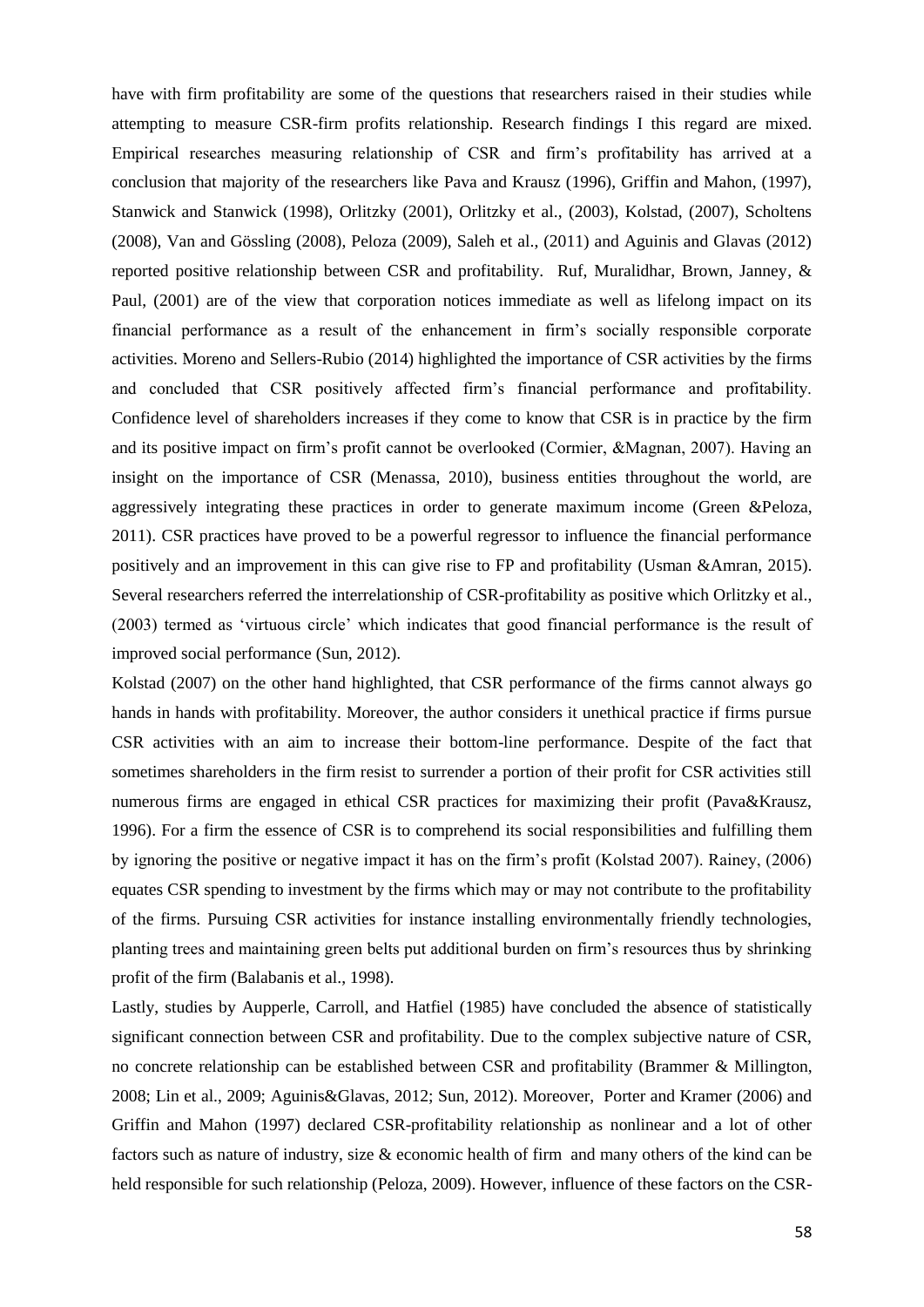have with firm profitability are some of the questions that researchers raised in their studies while attempting to measure CSR-firm profits relationship. Research findings I this regard are mixed. Empirical researches measuring relationship of CSR and firm's profitability has arrived at a conclusion that majority of the researchers like Pava and Krausz (1996), Griffin and Mahon, (1997), Stanwick and Stanwick (1998), Orlitzky (2001), Orlitzky et al., (2003), Kolstad, (2007), Scholtens (2008), Van and Gössling (2008), Peloza (2009), Saleh et al., (2011) and Aguinis and Glavas (2012) reported positive relationship between CSR and profitability. Ruf, Muralidhar, Brown, Janney, & Paul, (2001) are of the view that corporation notices immediate as well as lifelong impact on its financial performance as a result of the enhancement in firm's socially responsible corporate activities. Moreno and Sellers-Rubio (2014) highlighted the importance of CSR activities by the firms and concluded that CSR positively affected firm's financial performance and profitability. Confidence level of shareholders increases if they come to know that CSR is in practice by the firm and its positive impact on firm's profit cannot be overlooked (Cormier, &Magnan, 2007). Having an insight on the importance of CSR (Menassa, 2010), business entities throughout the world, are aggressively integrating these practices in order to generate maximum income (Green &Peloza, 2011). CSR practices have proved to be a powerful regressor to influence the financial performance positively and an improvement in this can give rise to FP and profitability (Usman &Amran, 2015). Several researchers referred the interrelationship of CSR-profitability as positive which Orlitzky et al., (2003) termed as 'virtuous circle' which indicates that good financial performance is the result of improved social performance (Sun, 2012).

Kolstad (2007) on the other hand highlighted, that CSR performance of the firms cannot always go hands in hands with profitability. Moreover, the author considers it unethical practice if firms pursue CSR activities with an aim to increase their bottom-line performance. Despite of the fact that sometimes shareholders in the firm resist to surrender a portion of their profit for CSR activities still numerous firms are engaged in ethical CSR practices for maximizing their profit (Pava&Krausz, 1996). For a firm the essence of CSR is to comprehend its social responsibilities and fulfilling them by ignoring the positive or negative impact it has on the firm's profit (Kolstad 2007). Rainey, (2006) equates CSR spending to investment by the firms which may or may not contribute to the profitability of the firms. Pursuing CSR activities for instance installing environmentally friendly technologies, planting trees and maintaining green belts put additional burden on firm's resources thus by shrinking profit of the firm (Balabanis et al., 1998).

Lastly, studies by Aupperle, Carroll, and Hatfiel (1985) have concluded the absence of statistically significant connection between CSR and profitability. Due to the complex subjective nature of CSR, no concrete relationship can be established between CSR and profitability (Brammer & Millington, 2008; Lin et al., 2009; Aguinis&Glavas, 2012; Sun, 2012). Moreover, Porter and Kramer (2006) and Griffin and Mahon (1997) declared CSR-profitability relationship as nonlinear and a lot of other factors such as nature of industry, size & economic health of firm and many others of the kind can be held responsible for such relationship (Peloza, 2009). However, influence of these factors on the CSR-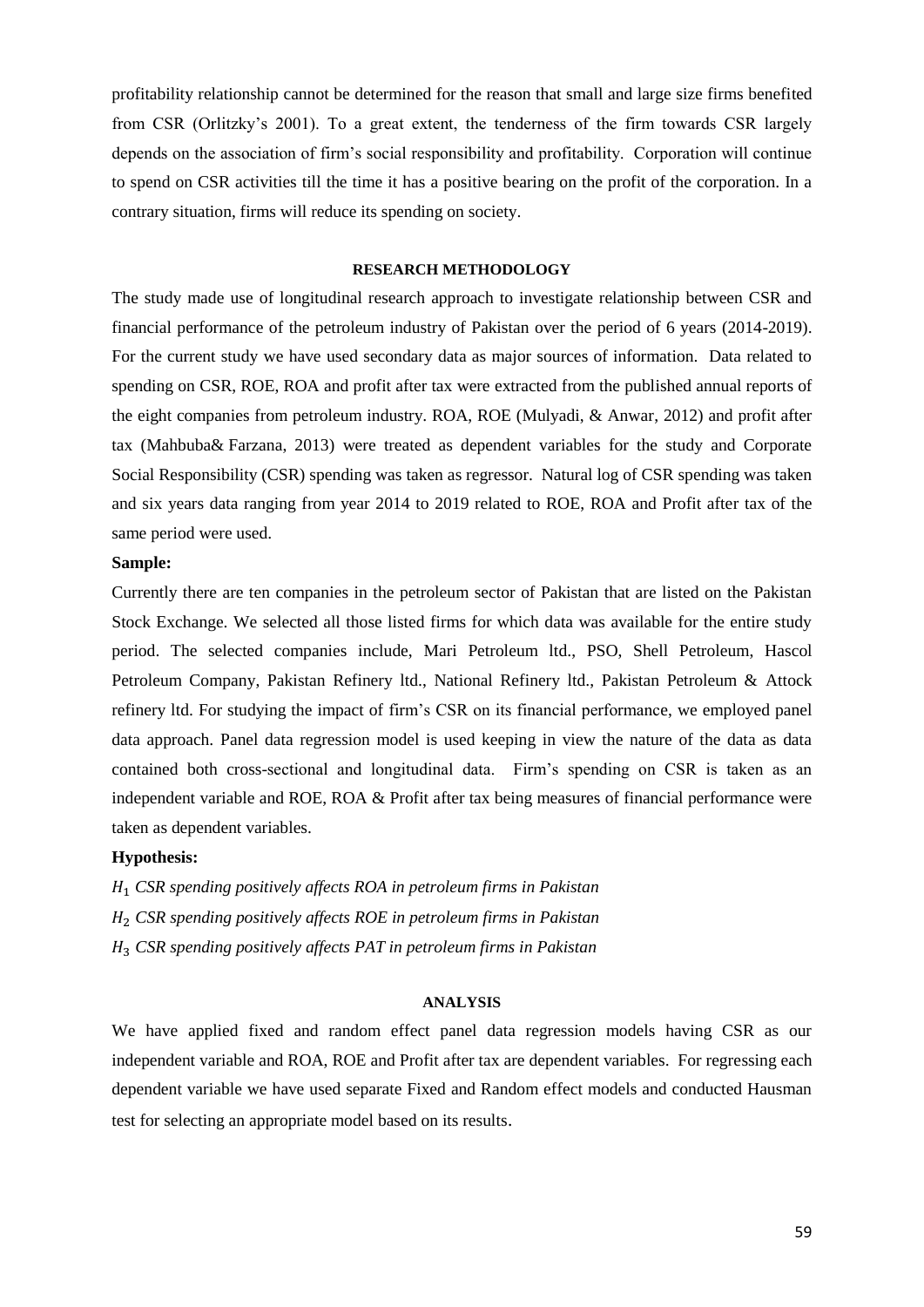profitability relationship cannot be determined for the reason that small and large size firms benefited from CSR (Orlitzky's 2001). To a great extent, the tenderness of the firm towards CSR largely depends on the association of firm's social responsibility and profitability. Corporation will continue to spend on CSR activities till the time it has a positive bearing on the profit of the corporation. In a contrary situation, firms will reduce its spending on society.

## RESEARCH METHODOLOGY

The study made use of longitudinal research approach to investigate relationship between CSR and financial performance of the petroleum industry of Pakistan over the period of 6 years (2014-2019). For the current study we have used secondary data as major sources of information. Data related to spending on CSR, ROE, ROA and profit after tax were extracted from the published annual reports of the eight companies from petroleum industry. ROA, ROE (Mulyadi, & Anwar, 2012) and profit after tax (Mahbuba& Farzana, 2013) were treated as dependent variables for the study and Corporate Social Responsibility (CSR) spending was taken as regressor. Natural log of CSR spending was taken and six years data ranging from year 2014 to 2019 related to ROE, ROA and Profit after tax of the same period were used.

**Sample:**

Currently there are ten companies in the petroleum sector of Pakistan that are listed on the Pakistan Stock Exchange. We selected all those listed firms for which data was available for the entire study period. The selected companies include, Mari Petroleum ltd., PSO, Shell Petroleum, Hascol Petroleum Company, Pakistan Refinery ltd., National Refinery ltd., Pakistan Petroleum & Attock refinery ltd. For studying the impact of firm's CSR on its financial performance, we employed panel data approach. Panel data regression model is used keeping in view the nature of the data as data contained both cross-sectional and longitudinal data. Firm's spending on CSR is taken as an independent variable and ROE, ROA & Profit after tax being measures of financial performance were taken as dependent variables.

**Hypothesis:**

$H_1$ *CSR spending positively affects ROA in petroleum firms in Pakistan*

$H_2$ *CSR spending positively affects ROE in petroleum firms in Pakistan*

$H_3$ *CSR spending positively affects PAT in petroleum firms in Pakistan*

## ANALYSIS

We have applied fixed and random effect panel data regression models having CSR as our independent variable and ROA, ROE and Profit after tax are dependent variables. For regressing each dependent variable we have used separate Fixed and Random effect models and conducted Hausman test for selecting an appropriate model based on its results.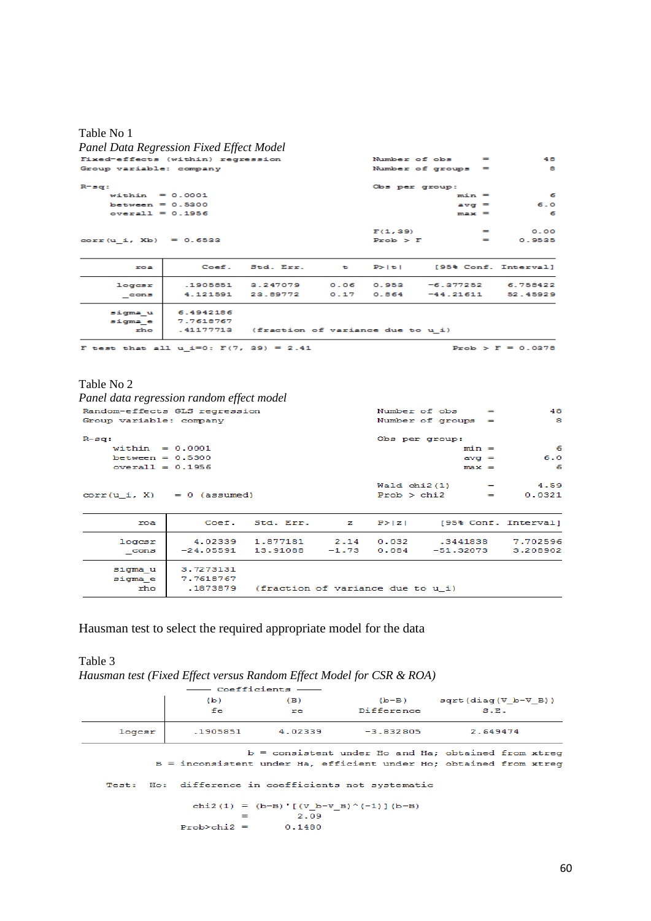Table No 1

*Panel Data Regression Fixed Effect Model*

```
Fixed-effects (within) regression               Number of obs      =        48
Group variable: company                         Number of groups   =         8

R-sq:                                           Obs per group:
     within  = 0.0001                                          min =         6
     between = 0.5300                                          avg =       6.0
     overall = 0.1956                                          max =         6

                                                F(1,39)            =      0.00
corr(u_i, Xb)  = 0.6533                         Prob > F           =    0.9535
```

| roa | Coef. | Std. Err. | t | P>\|t\| | [95% Conf. | Interval] |
|---|---|---|---|---|---|---|
| logcsr | .1905851 | 3.247079 | 0.06 | 0.953 | -6.377252 | 6.758422 |
| _cons | 4.121591 | 23.89772 | 0.17 | 0.864 | -44.21611 | 52.45929 |
| sigma_u | 6.4942186 | | | | | |
| sigma_e | 7.7618767 | | | | | |
| rho | .41177713 | (fraction of variance due to u_i) | | | | |

F test that all u_i=0: F(7, 39) = 2.41 &nbsp;&nbsp;&nbsp; Prob > F = 0.0378

Table No 2

*Panel data regression random effect model*

```
Random-effects GLS regression                   Number of obs      =        48
Group variable: company                         Number of groups   =         8

R-sq:                                           Obs per group:
     within  = 0.0001                                          min =         6
     between = 0.5300                                          avg =       6.0
     overall = 0.1956                                          max =         6

                                                Wald chi2(1)       =      4.59
corr(u_i, X)   = 0 (assumed)                    Prob > chi2        =    0.0321
```

| roa | Coef. | Std. Err. | z | P>\|z\| | [95% Conf. | Interval] |
|---|---|---|---|---|---|---|
| logcsr | 4.02339 | 1.877181 | 2.14 | 0.032 | .3441838 | 7.702596 |
| _cons | -24.05591 | 13.91088 | -1.73 | 0.084 | -51.32073 | 3.208902 |
| sigma_u | 3.7273131 | | | | | |
| sigma_e | 7.7618767 | | | | | |
| rho | .1873879 | (fraction of variance due to u_i) | | | | |

Hausman test to select the required appropriate model for the data

Table 3

*Hausman test (Fixed Effect versus Random Effect Model for CSR & ROA)*

| | Coefficients | | | |
|---|---|---|---|---|
| | (b) fe | (B) re | (b-B) Difference | sqrt(diag(V_b-V_B)) S.E. |
| logcsr | .1905851 | 4.02339 | -3.832805 | 2.649474 |

```
                 b = consistent under Ho and Ha; obtained from xtreg
  B = inconsistent under Ha, efficient under Ho; obtained from xtreg

    Test:  Ho:  difference in coefficients not systematic

                  chi2(1) = (b-B)'[(V_b-V_B)^(-1)](b-B)
                          =        2.09
                Prob>chi2 =      0.1480
```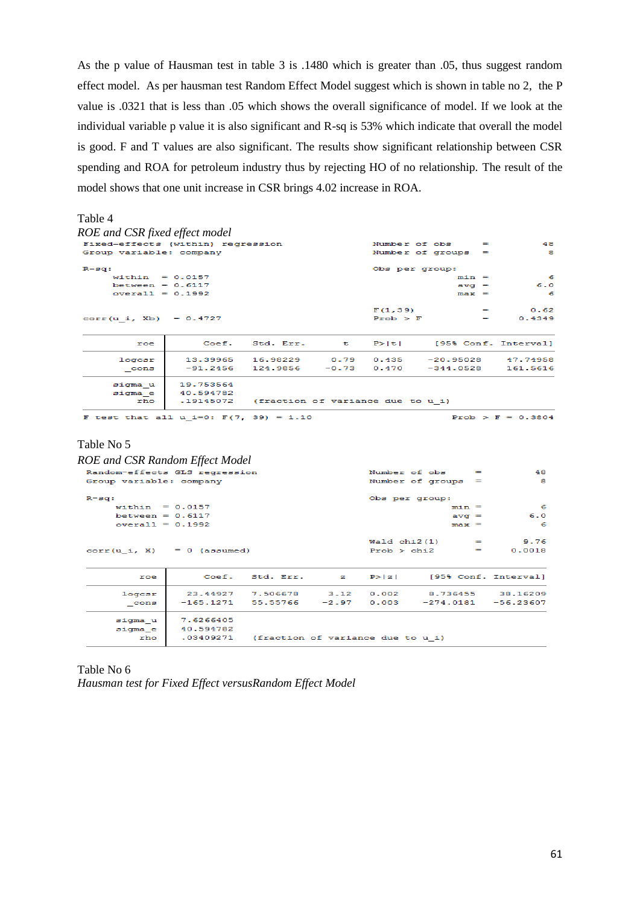As the p value of Hausman test in table 3 is .1480 which is greater than .05, thus suggest random effect model. As per hausman test Random Effect Model suggest which is shown in table no 2, the P value is .0321 that is less than .05 which shows the overall significance of model. If we look at the individual variable p value it is also significant and R-sq is 53% which indicate that overall the model is good. F and T values are also significant. The results show significant relationship between CSR spending and ROA for petroleum industry thus by rejecting HO of no relationship. The result of the model shows that one unit increase in CSR brings 4.02 increase in ROA.

Table 4

*ROE and CSR fixed effect model*

```
Fixed-effects (within) regression               Number of obs      =        48
Group variable: company                         Number of groups   =         8

R-sq:                                           Obs per group:
     within  = 0.0157                                          min =         6
     between = 0.6117                                          avg =       6.0
     overall = 0.1992                                          max =         6

                                                F(1,39)            =      0.62
corr(u_i, Xb)  = 0.4727                         Prob > F           =    0.4349

------------------------------------------------------------------------------
         roe |      Coef.   Std. Err.      t    P>|t|     [95% Conf. Interval]
-------------+----------------------------------------------------------------
     logcsr |   13.39965   16.98229     0.79   0.435    -20.95028    47.74958
       _cons |   -91.2456   124.9856    -0.73   0.470    -344.0528    161.5616
-------------+----------------------------------------------------------------
     sigma_u |  19.753564
     sigma_e |  40.594782
         rho |  .19145072   (fraction of variance due to u_i)
------------------------------------------------------------------------------
F test that all u_i=0: F(7, 39) = 1.10                       Prob > F = 0.3804
```

Table No 5

*ROE and CSR Random Effect Model*

```
Random-effects GLS regression                   Number of obs      =        48
Group variable: company                         Number of groups   =         8

R-sq:                                           Obs per group:
     within  = 0.0157                                          min =         6
     between = 0.6117                                          avg =       6.0
     overall = 0.1992                                          max =         6

                                                Wald chi2(1)       =      9.76
corr(u_i, X)   = 0 (assumed)                    Prob > chi2        =    0.0018

------------------------------------------------------------------------------
         roe |      Coef.   Std. Err.      z    P>|z|     [95% Conf. Interval]
-------------+----------------------------------------------------------------
      logcsr |   23.44927   7.506678     3.12   0.002     8.736455    38.16209
       _cons |  -165.1271   55.55766    -2.97   0.003    -274.0181   -56.23607
-------------+----------------------------------------------------------------
     sigma_u |  7.6266405
     sigma_e |  40.594782
         rho |  .03409271   (fraction of variance due to u_i)
------------------------------------------------------------------------------
```

Table No 6

*Hausman test for Fixed Effect versusRandom Effect Model*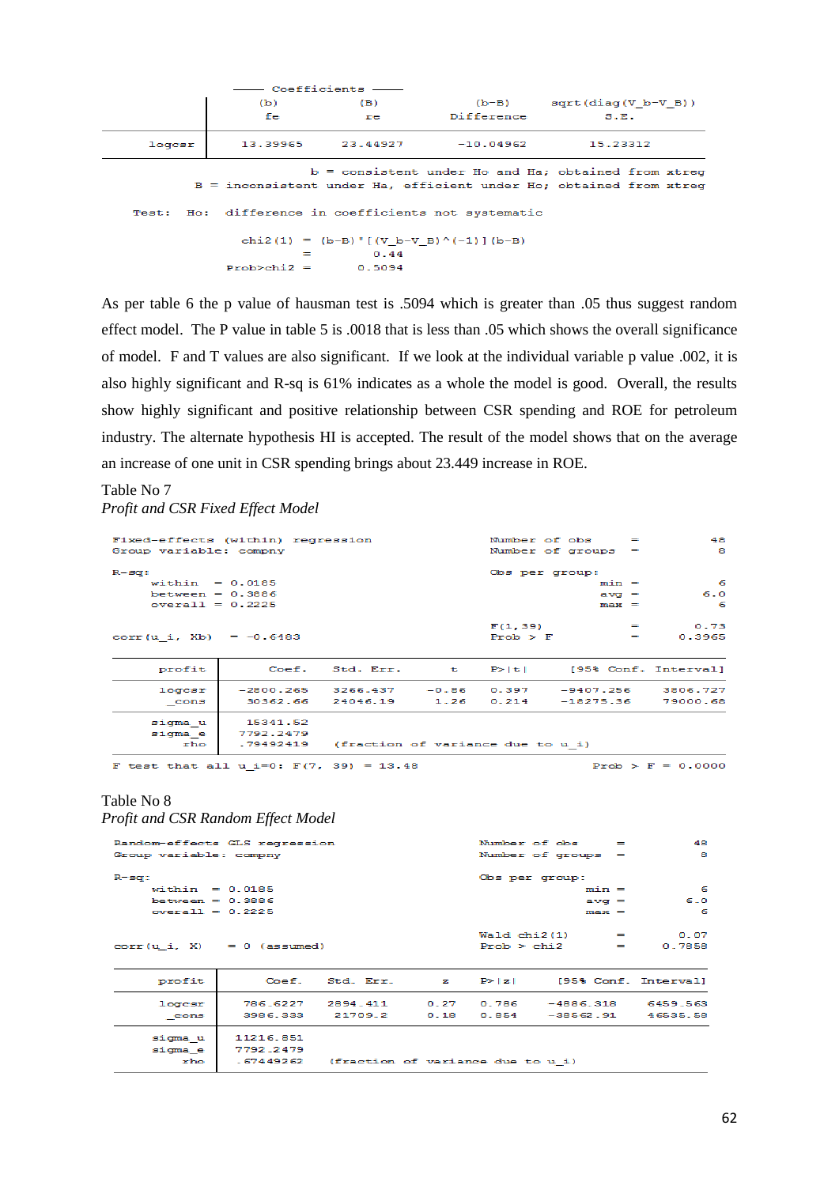| | Coefficients | | | |
|---|---|---|---|---|
| | (b) fe | (B) re | (b-B) Difference | sqrt(diag(V_b-V_B)) S.E. |
| logcsr | 13.39965 | 23.44927 | -10.04962 | 15.23312 |

```
                     b = consistent under Ho and Ha; obtained from xtreg
      B = inconsistent under Ha, efficient under Ho; obtained from xtreg

  Test:  Ho:  difference in coefficients not systematic

              chi2(1) = (b-B)'[(V_b-V_B)^(-1)](b-B)
                      =        0.44
            Prob>chi2 =      0.5094
```

As per table 6 the p value of hausman test is .5094 which is greater than .05 thus suggest random effect model. The P value in table 5 is .0018 that is less than .05 which shows the overall significance of model. F and T values are also significant. If we look at the individual variable p value .002, it is also highly significant and R-sq is 61% indicates as a whole the model is good. Overall, the results show highly significant and positive relationship between CSR spending and ROE for petroleum industry. The alternate hypothesis HI is accepted. The result of the model shows that on the average an increase of one unit in CSR spending brings about 23.449 increase in ROE.

Table No 7

*Profit and CSR Fixed Effect Model*

```
Fixed-effects (within) regression               Number of obs      =        48
Group variable: compny                          Number of groups   =         8

R-sq:                                           Obs per group:
     within  = 0.0185                                         min =          6
     between = 0.3886                                         avg =        6.0
     overall = 0.2225                                         max =          6

                                                F(1,39)            =      0.73
corr(u_i, Xb)  = -0.6483                        Prob > F           =    0.3965
```

| profit | Coef. | Std. Err. | t | P>\|t\| | [95% Conf. Interval] | |
|---|---|---|---|---|---|---|
| logcsr | -2800.265 | 3266.437 | -0.86 | 0.397 | -9407.256 | 3806.727 |
| _cons | 30362.66 | 24046.19 | 1.26 | 0.214 | -18275.36 | 79000.68 |
| sigma_u | 15341.52 | | | | | |
| sigma_e | 7792.2479 | | | | | |
| rho | .79492419 | (fraction of variance due to u_i) | | | | |

```
F test that all u_i=0: F(7, 39) = 13.48                      Prob > F = 0.0000
```

Table No 8

*Profit and CSR Random Effect Model*

```
Random-effects GLS regression                   Number of obs      =        48
Group variable: compny                          Number of groups   =         8

R-sq:                                           Obs per group:
     within  = 0.0185                                         min =          6
     between = 0.3886                                         avg =        6.0
     overall = 0.2225                                         max =          6

                                                Wald chi2(1)       =      0.07
corr(u_i, X)   = 0 (assumed)                    Prob > chi2        =    0.7858
```

| profit | Coef. | Std. Err. | z | P>\|z\| | [95% Conf. Interval] | |
|---|---|---|---|---|---|---|
| logcsr | 786.6227 | 2894.411 | 0.27 | 0.786 | -4886.318 | 6459.563 |
| _cons | 3986.333 | 21709.2 | 0.18 | 0.854 | -38562.91 | 46535.58 |
| sigma_u | 11216.851 | | | | | |
| sigma_e | 7792.2479 | | | | | |
| rho | .67449262 | (fraction of variance due to u_i) | | | | |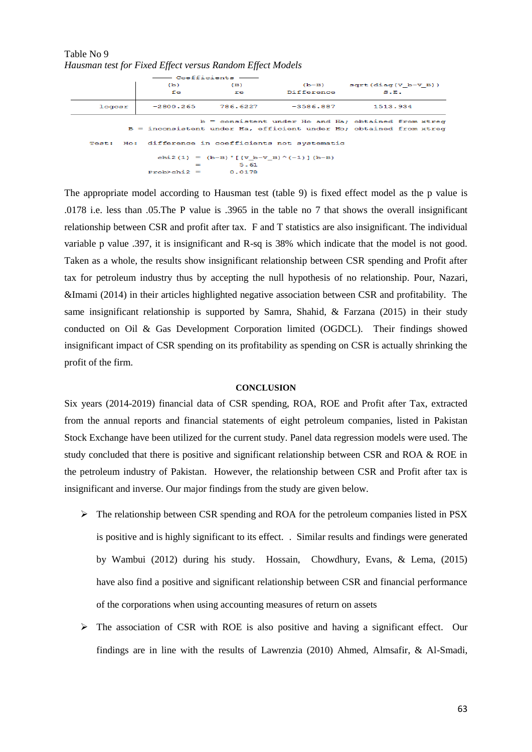Table No 9

*Hausman test for Fixed Effect versus Random Effect Models*

| | Coefficients (b) fe | (B) re | (b-B) Difference | sqrt(diag(V_b-V_B)) S.E. |
|---|---|---|---|---|
| logcsr | -2800.265 | 786.6227 | -3586.887 | 1513.934 |

```
b = consistent under Ho and Ha; obtained from xtreg
B = inconsistent under Ha, efficient under Ho; obtained from xtreg

Test:  Ho:  difference in coefficients not systematic

        chi2(1) = (b-B)'[(V_b-V_B)^(-1)](b-B)
                =        5.61
      Prob>chi2 =      0.0178
```

The appropriate model according to Hausman test (table 9) is fixed effect model as the p value is .0178 i.e. less than .05.The P value is .3965 in the table no 7 that shows the overall insignificant relationship between CSR and profit after tax. F and T statistics are also insignificant. The individual variable p value .397, it is insignificant and R-sq is 38% which indicate that the model is not good. Taken as a whole, the results show insignificant relationship between CSR spending and Profit after tax for petroleum industry thus by accepting the null hypothesis of no relationship. Pour, Nazari, &Imami (2014) in their articles highlighted negative association between CSR and profitability. The same insignificant relationship is supported by Samra, Shahid, & Farzana (2015) in their study conducted on Oil & Gas Development Corporation limited (OGDCL). Their findings showed insignificant impact of CSR spending on its profitability as spending on CSR is actually shrinking the profit of the firm.

## CONCLUSION

Six years (2014-2019) financial data of CSR spending, ROA, ROE and Profit after Tax, extracted from the annual reports and financial statements of eight petroleum companies, listed in Pakistan Stock Exchange have been utilized for the current study. Panel data regression models were used. The study concluded that there is positive and significant relationship between CSR and ROA & ROE in the petroleum industry of Pakistan. However, the relationship between CSR and Profit after tax is insignificant and inverse. Our major findings from the study are given below.

- The relationship between CSR spending and ROA for the petroleum companies listed in PSX is positive and is highly significant to its effect. . Similar results and findings were generated by Wambui (2012) during his study. Hossain, Chowdhury, Evans, & Lema, (2015) have also find a positive and significant relationship between CSR and financial performance of the corporations when using accounting measures of return on assets
- The association of CSR with ROE is also positive and having a significant effect. Our findings are in line with the results of Lawrenzia (2010) Ahmed, Almsafir, & Al-Smadi,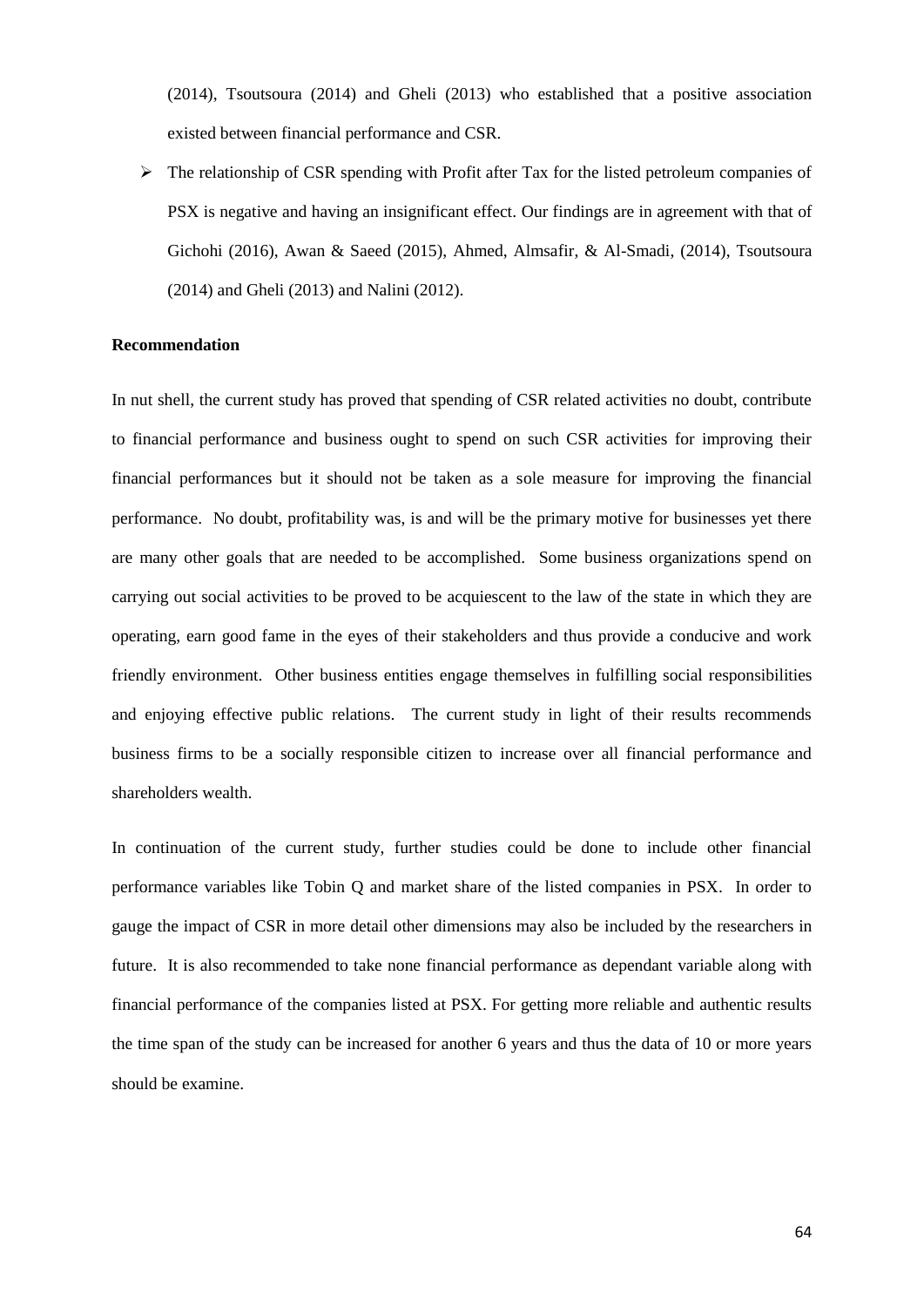(2014), Tsoutsoura (2014) and Gheli (2013) who established that a positive association existed between financial performance and CSR.

- The relationship of CSR spending with Profit after Tax for the listed petroleum companies of PSX is negative and having an insignificant effect. Our findings are in agreement with that of Gichohi (2016), Awan & Saeed (2015), Ahmed, Almsafir, & Al-Smadi, (2014), Tsoutsoura (2014) and Gheli (2013) and Nalini (2012).

**Recommendation**

In nut shell, the current study has proved that spending of CSR related activities no doubt, contribute to financial performance and business ought to spend on such CSR activities for improving their financial performances but it should not be taken as a sole measure for improving the financial performance. No doubt, profitability was, is and will be the primary motive for businesses yet there are many other goals that are needed to be accomplished. Some business organizations spend on carrying out social activities to be proved to be acquiescent to the law of the state in which they are operating, earn good fame in the eyes of their stakeholders and thus provide a conducive and work friendly environment. Other business entities engage themselves in fulfilling social responsibilities and enjoying effective public relations. The current study in light of their results recommends business firms to be a socially responsible citizen to increase over all financial performance and shareholders wealth.

In continuation of the current study, further studies could be done to include other financial performance variables like Tobin Q and market share of the listed companies in PSX. In order to gauge the impact of CSR in more detail other dimensions may also be included by the researchers in future. It is also recommended to take none financial performance as dependant variable along with financial performance of the companies listed at PSX. For getting more reliable and authentic results the time span of the study can be increased for another 6 years and thus the data of 10 or more years should be examine.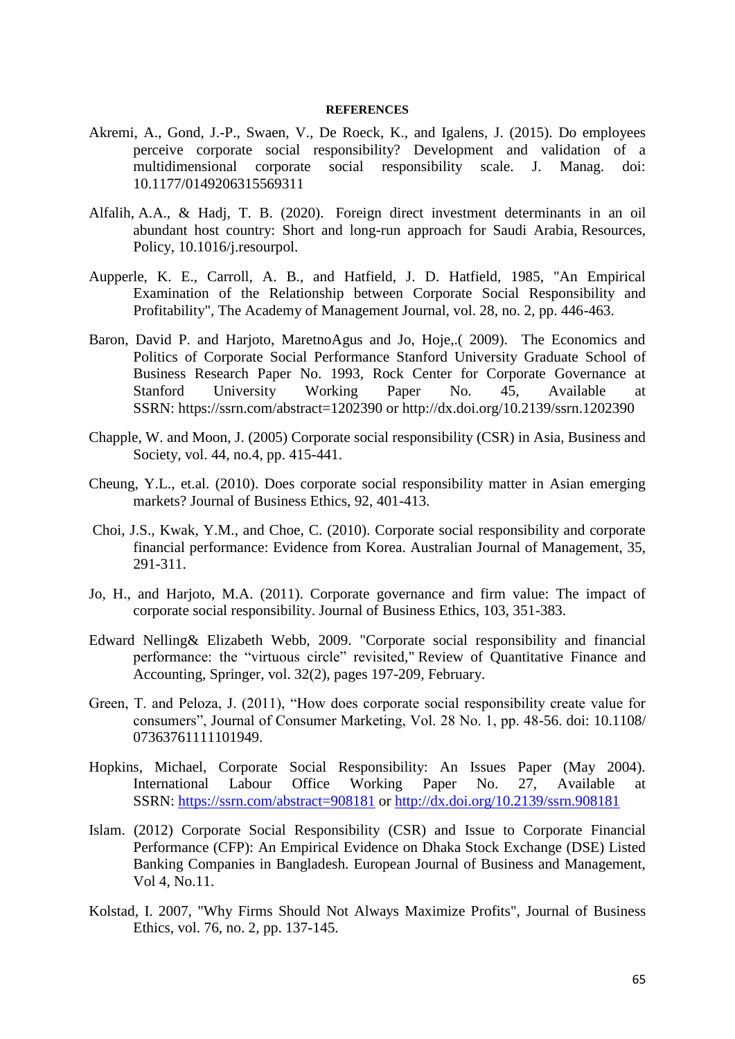**REFERENCES**

Akremi, A., Gond, J.-P., Swaen, V., De Roeck, K., and Igalens, J. (2015). Do employees perceive corporate social responsibility? Development and validation of a multidimensional corporate social responsibility scale. J. Manag. doi: 10.1177/0149206315569311

Alfalih, A.A., & Hadj, T. B. (2020). Foreign direct investment determinants in an oil abundant host country: Short and long-run approach for Saudi Arabia, Resources, Policy, 10.1016/j.resourpol.

Aupperle, K. E., Carroll, A. B., and Hatfield, J. D. Hatfield, 1985, "An Empirical Examination of the Relationship between Corporate Social Responsibility and Profitability", The Academy of Management Journal, vol. 28, no. 2, pp. 446-463.

Baron, David P. and Harjoto, MaretnoAgus and Jo, Hoje,.( 2009). The Economics and Politics of Corporate Social Performance Stanford University Graduate School of Business Research Paper No. 1993, Rock Center for Corporate Governance at Stanford University Working Paper No. 45, Available at SSRN: https://ssrn.com/abstract=1202390 or http://dx.doi.org/10.2139/ssrn.1202390

Chapple, W. and Moon, J. (2005) Corporate social responsibility (CSR) in Asia, Business and Society, vol. 44, no.4, pp. 415-441.

Cheung, Y.L., et.al. (2010). Does corporate social responsibility matter in Asian emerging markets? Journal of Business Ethics, 92, 401-413.

Choi, J.S., Kwak, Y.M., and Choe, C. (2010). Corporate social responsibility and corporate financial performance: Evidence from Korea. Australian Journal of Management, 35, 291-311.

Jo, H., and Harjoto, M.A. (2011). Corporate governance and firm value: The impact of corporate social responsibility. Journal of Business Ethics, 103, 351-383.

Edward Nelling& Elizabeth Webb, 2009. "Corporate social responsibility and financial performance: the "virtuous circle" revisited," Review of Quantitative Finance and Accounting, Springer, vol. 32(2), pages 197-209, February.

Green, T. and Peloza, J. (2011), "How does corporate social responsibility create value for consumers", Journal of Consumer Marketing, Vol. 28 No. 1, pp. 48-56. doi: 10.1108/ 07363761111101949.

Hopkins, Michael, Corporate Social Responsibility: An Issues Paper (May 2004). International Labour Office Working Paper No. 27, Available at SSRN: https://ssrn.com/abstract=908181 or http://dx.doi.org/10.2139/ssrn.908181

Islam. (2012) Corporate Social Responsibility (CSR) and Issue to Corporate Financial Performance (CFP): An Empirical Evidence on Dhaka Stock Exchange (DSE) Listed Banking Companies in Bangladesh. European Journal of Business and Management, Vol 4, No.11.

Kolstad, I. 2007, "Why Firms Should Not Always Maximize Profits", Journal of Business Ethics, vol. 76, no. 2, pp. 137-145.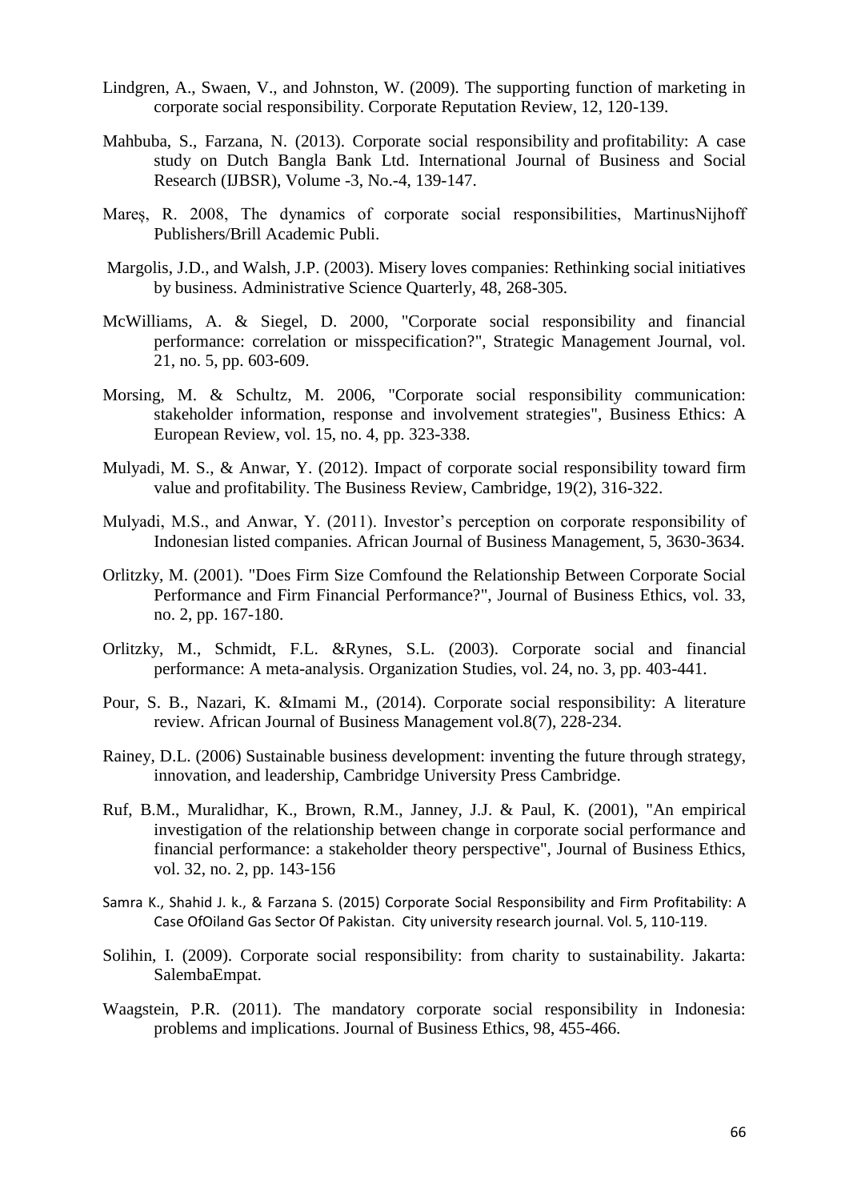Lindgren, A., Swaen, V., and Johnston, W. (2009). The supporting function of marketing in corporate social responsibility. Corporate Reputation Review, 12, 120-139.

Mahbuba, S., Farzana, N. (2013). Corporate social responsibility and profitability: A case study on Dutch Bangla Bank Ltd. International Journal of Business and Social Research (IJBSR), Volume -3, No.-4, 139-147.

Mareș, R. 2008, The dynamics of corporate social responsibilities, MartinusNijhoff Publishers/Brill Academic Publi.

Margolis, J.D., and Walsh, J.P. (2003). Misery loves companies: Rethinking social initiatives by business. Administrative Science Quarterly, 48, 268-305.

McWilliams, A. & Siegel, D. 2000, "Corporate social responsibility and financial performance: correlation or misspecification?", Strategic Management Journal, vol. 21, no. 5, pp. 603-609.

Morsing, M. & Schultz, M. 2006, "Corporate social responsibility communication: stakeholder information, response and involvement strategies", Business Ethics: A European Review, vol. 15, no. 4, pp. 323-338.

Mulyadi, M. S., & Anwar, Y. (2012). Impact of corporate social responsibility toward firm value and profitability. The Business Review, Cambridge, 19(2), 316-322.

Mulyadi, M.S., and Anwar, Y. (2011). Investor's perception on corporate responsibility of Indonesian listed companies. African Journal of Business Management, 5, 3630-3634.

Orlitzky, M. (2001). "Does Firm Size Comfound the Relationship Between Corporate Social Performance and Firm Financial Performance?", Journal of Business Ethics, vol. 33, no. 2, pp. 167-180.

Orlitzky, M., Schmidt, F.L. &Rynes, S.L. (2003). Corporate social and financial performance: A meta-analysis. Organization Studies, vol. 24, no. 3, pp. 403-441.

Pour, S. B., Nazari, K. &Imami M., (2014). Corporate social responsibility: A literature review. African Journal of Business Management vol.8(7), 228-234.

Rainey, D.L. (2006) Sustainable business development: inventing the future through strategy, innovation, and leadership, Cambridge University Press Cambridge.

Ruf, B.M., Muralidhar, K., Brown, R.M., Janney, J.J. & Paul, K. (2001), "An empirical investigation of the relationship between change in corporate social performance and financial performance: a stakeholder theory perspective", Journal of Business Ethics, vol. 32, no. 2, pp. 143-156

Samra K., Shahid J. k., & Farzana S. (2015) Corporate Social Responsibility and Firm Profitability: A Case OfOiland Gas Sector Of Pakistan. City university research journal. Vol. 5, 110-119.

Solihin, I. (2009). Corporate social responsibility: from charity to sustainability. Jakarta: SalembaEmpat.

Waagstein, P.R. (2011). The mandatory corporate social responsibility in Indonesia: problems and implications. Journal of Business Ethics, 98, 455-466.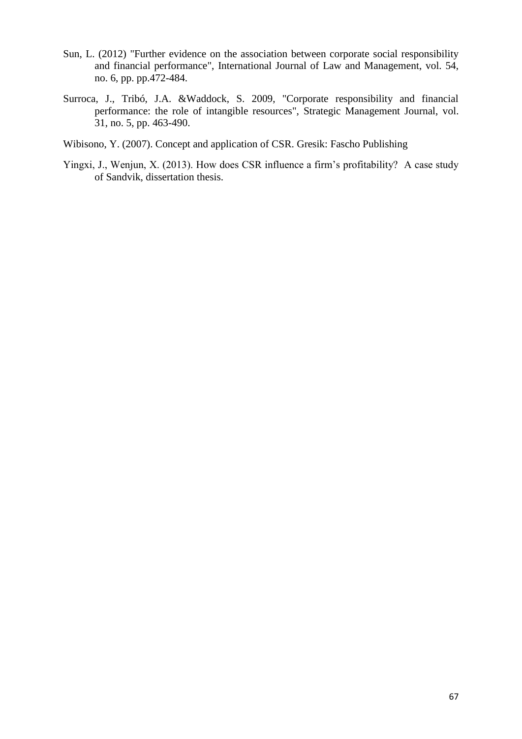Sun, L. (2012) "Further evidence on the association between corporate social responsibility and financial performance", International Journal of Law and Management, vol. 54, no. 6, pp. pp.472-484.

Surroca, J., Tribó, J.A. &Waddock, S. 2009, "Corporate responsibility and financial performance: the role of intangible resources", Strategic Management Journal, vol. 31, no. 5, pp. 463-490.

Wibisono, Y. (2007). Concept and application of CSR. Gresik: Fascho Publishing

Yingxi, J., Wenjun, X. (2013). How does CSR influence a firm's profitability? A case study of Sandvik, dissertation thesis.